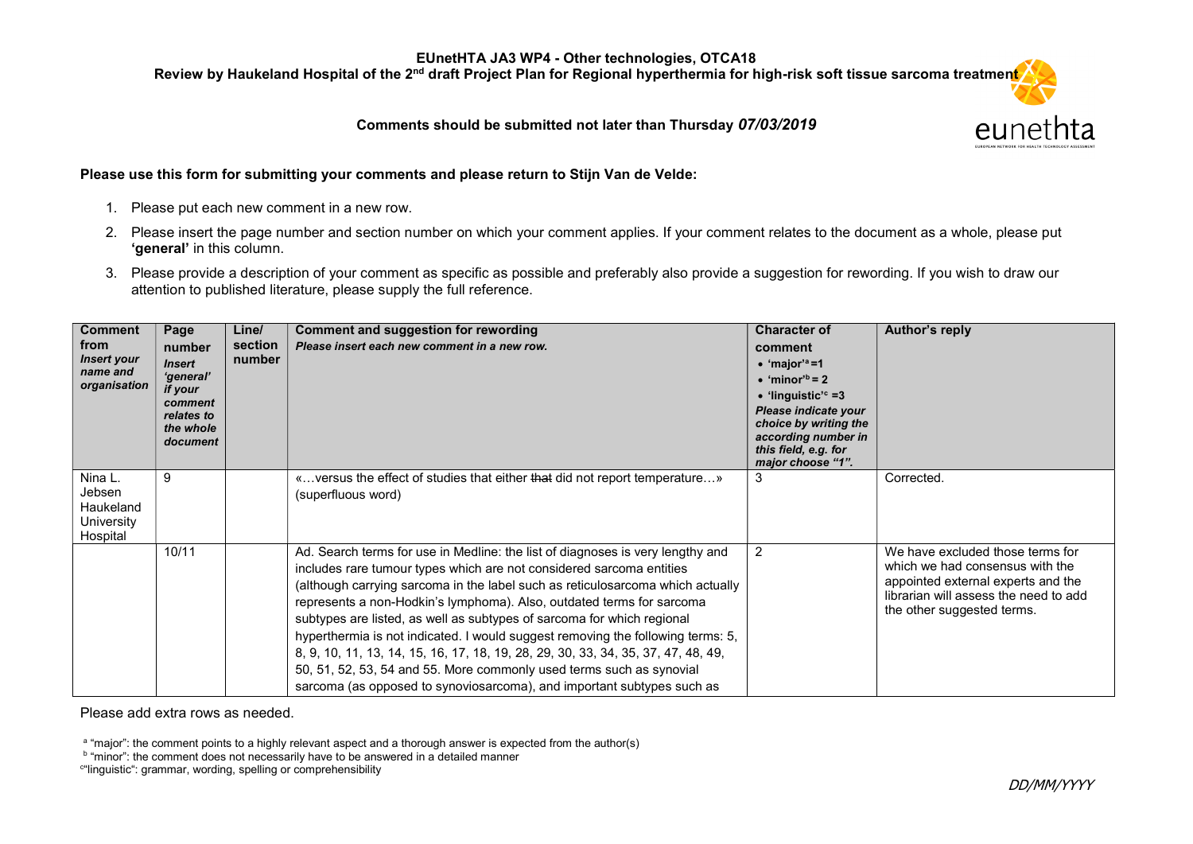**EUnetHTA JA3 WP4 - Other technologies, OTCA18**

**Review by Haukeland Hospital of the 2nd draft Project Plan for Regional hyperthermia for high-risk soft tissue sarcoma treatment**

**Comments should be submitted not later than Thursday *07/03/2019***

**Please use this form for submitting your comments and please return to Stijn Van de Velde:**

1. Please put each new comment in a new row.
2. Please insert the page number and section number on which your comment applies. If your comment relates to the document as a whole, please put **'general'** in this column.
3. Please provide a description of your comment as specific as possible and preferably also provide a suggestion for rewording. If you wish to draw our attention to published literature, please supply the full reference.

| **Comment from** *Insert your name and organisation* | **Page number** *Insert 'general' if your comment relates to the whole document* | **Line/ section number** | **Comment and suggestion for rewording** *Please insert each new comment in a new row.* | **Character of comment** • **'major'[a] =1** • **'minor'[b] = 2** • **'linguistic'[c] =3** *Please indicate your choice by writing the according number in this field, e.g. for major choose "1".* | **Author's reply** |
|---|---|---|---|---|---|
| Nina L. Jebsen Haukeland University Hospital | 9 | | «…versus the effect of studies that either ~~that~~ did not report temperature…» (superfluous word) | 3 | Corrected. |
| | 10/11 | | Ad. Search terms for use in Medline: the list of diagnoses is very lengthy and includes rare tumour types which are not considered sarcoma entities (although carrying sarcoma in the label such as reticulosarcoma which actually represents a non-Hodkin's lymphoma). Also, outdated terms for sarcoma subtypes are listed, as well as subtypes of sarcoma for which regional hyperthermia is not indicated. I would suggest removing the following terms: 5, 8, 9, 10, 11, 13, 14, 15, 16, 17, 18, 19, 28, 29, 30, 33, 34, 35, 37, 47, 48, 49, 50, 51, 52, 53, 54 and 55. More commonly used terms such as synovial sarcoma (as opposed to synoviosarcoma), and important subtypes such as | 2 | We have excluded those terms for which we had consensus with the appointed external experts and the librarian will assess the need to add the other suggested terms. |

Please add extra rows as needed.

[a] "major": the comment points to a highly relevant aspect and a thorough answer is expected from the author(s)
[b] "minor": the comment does not necessarily have to be answered in a detailed manner
[c] "linguistic": grammar, wording, spelling or comprehensibility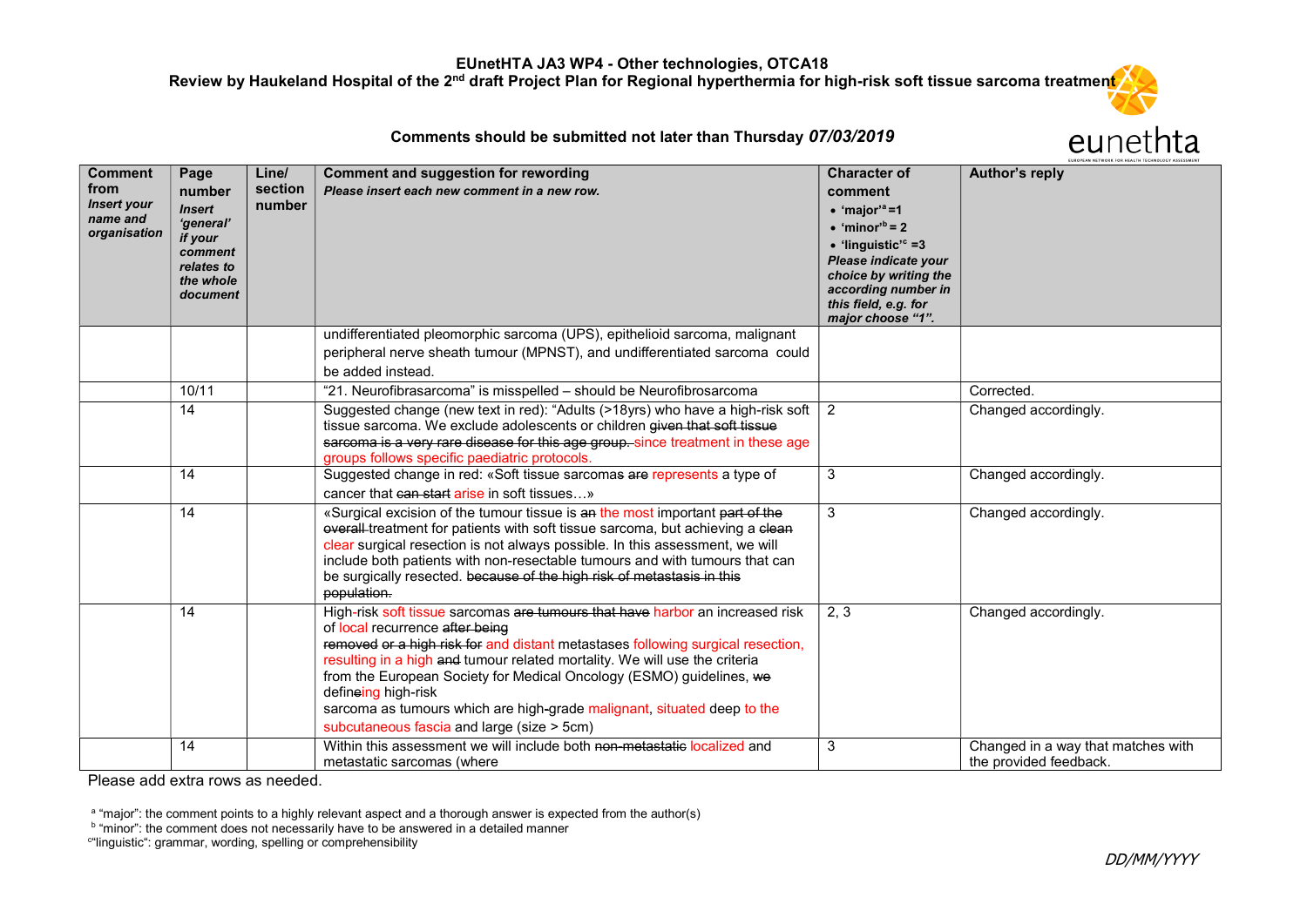EUnetHTA JA3 WP4 - Other technologies, OTCA18

Review by Haukeland Hospital of the 2nd draft Project Plan for Regional hyperthermia for high-risk soft tissue sarcoma treatment

**Comments should be submitted not later than Thursday *07/03/2019***

| **Comment from** *Insert your name and organisation* | **Page number** *Insert 'general' if your comment relates to the whole document* | **Line/ section number** | **Comment and suggestion for rewording** *Please insert each new comment in a new row.* | **Character of comment** • 'major'[a] =1 • 'minor'[b] = 2 • 'linguistic'[c] =3 *Please indicate your choice by writing the according number in this field, e.g. for major choose "1".* | **Author's reply** |
|---|---|---|---|---|---|
| | | | undifferentiated pleomorphic sarcoma (UPS), epithelioid sarcoma, malignant peripheral nerve sheath tumour (MPNST), and undifferentiated sarcoma could be added instead. | | |
| | 10/11 | | "21. Neurofibrasarcoma" is misspelled – should be Neurofibrosarcoma | | Corrected. |
| | 14 | | Suggested change (new text in red): "Adults (>18yrs) who have a high-risk soft tissue sarcoma. We exclude adolescents or children ~~given that soft tissue sarcoma is a very rare disease for this age group.~~ since treatment in these age groups follows specific paediatric protocols. | 2 | Changed accordingly. |
| | 14 | | Suggested change in red: «Soft tissue sarcoma~~s~~ ~~are~~ represents a type of cancer that ~~can start~~ arise in soft tissues…» | 3 | Changed accordingly. |
| | 14 | | «Surgical excision of the tumour tissue is ~~an~~ the most important ~~part of the overall~~ treatment for patients with soft tissue sarcoma, but achieving a ~~clean~~ clear surgical resection is not always possible. In this assessment, we will include both patients with non-resectable tumours and with tumours that can be surgically resected. ~~because of the high risk of metastasis in this population.~~ | 3 | Changed accordingly. |
| | 14 | | High-risk soft tissue sarcomas ~~are tumours that have~~ harbor an increased risk of local recurrence ~~after being removed or a high risk for~~ and distant metastases following surgical resection, resulting in a high ~~and~~ tumour related mortality. We will use the criteria from the European Society for Medical Oncology (ESMO) guidelines, ~~we~~ defin~~e~~ing high-risk sarcoma as tumours which are high-grade malignant, situated deep to the subcutaneous fascia and large (size > 5cm) | 2, 3 | Changed accordingly. |
| | 14 | | Within this assessment we will include both ~~non-metastatic~~ localized and metastatic sarcomas (where | 3 | Changed in a way that matches with the provided feedback. |

Please add extra rows as needed.

[a] "major": the comment points to a highly relevant aspect and a thorough answer is expected from the author(s)

[b] "minor": the comment does not necessarily have to be answered in a detailed manner

[c] "linguistic": grammar, wording, spelling or comprehensibility

*DD/MM/YYYY*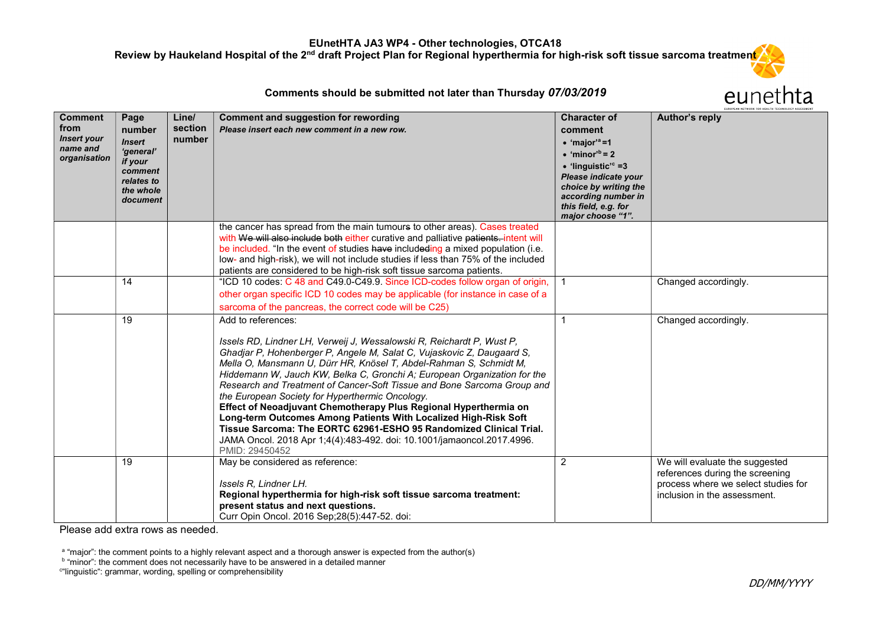**EUnetHTA JA3 WP4 - Other technologies, OTCA18**
**Review by Haukeland Hospital of the 2nd draft Project Plan for Regional hyperthermia for high-risk soft tissue sarcoma treatment**

**Comments should be submitted not later than Thursday *07/03/2019***

| **Comment from** *Insert your name and organisation* | **Page number** *Insert 'general' if your comment relates to the whole document* | **Line/ section number** | **Comment and suggestion for rewording** *Please insert each new comment in a new row.* | **Character of comment** • 'major'[a] =1 • 'minor'[b] = 2 • 'linguistic'[c] =3 *Please indicate your choice by writing the according number in this field, e.g. for major choose "1".* | **Author's reply** |
|---|---|---|---|---|---|
| | | | the cancer has spread from the main tumours to other areas). Cases treated with ~~We will also include both~~ either curative and palliative ~~patients.~~ intent will be included. "In the event of studies ~~have~~ includeding a mixed population (i.e. low- and high-risk), we will not include studies if less than 75% of the included patients are considered to be high-risk soft tissue sarcoma patients. | | |
| | 14 | | "ICD 10 codes: C 48 and C49.0-C49.9. Since ICD-codes follow organ of origin, other organ specific ICD 10 codes may be applicable (for instance in case of a sarcoma of the pancreas, the correct code will be C25) | 1 | Changed accordingly. |
| | 19 | | Add to references: *Issels RD, Lindner LH, Verweij J, Wessalowski R, Reichardt P, Wust P, Ghadjar P, Hohenberger P, Angele M, Salat C, Vujaskovic Z, Daugaard S, Mella O, Mansmann U, Dürr HR, Knösel T, Abdel-Rahman S, Schmidt M, Hiddemann W, Jauch KW, Belka C, Gronchi A; European Organization for the Research and Treatment of Cancer-Soft Tissue and Bone Sarcoma Group and the European Society for Hyperthermic Oncology.* **Effect of Neoadjuvant Chemotherapy Plus Regional Hyperthermia on Long-term Outcomes Among Patients With Localized High-Risk Soft Tissue Sarcoma: The EORTC 62961-ESHO 95 Randomized Clinical Trial.** JAMA Oncol. 2018 Apr 1;4(4):483-492. doi: 10.1001/jamaoncol.2017.4996. PMID: 29450452 | 1 | Changed accordingly. |
| | 19 | | May be considered as reference: *Issels R, Lindner LH.* **Regional hyperthermia for high-risk soft tissue sarcoma treatment: present status and next questions.** Curr Opin Oncol. 2016 Sep;28(5):447-52. doi: | 2 | We will evaluate the suggested references during the screening process where we select studies for inclusion in the assessment. |

Please add extra rows as needed.

[a] "major": the comment points to a highly relevant aspect and a thorough answer is expected from the author(s)
[b] "minor": the comment does not necessarily have to be answered in a detailed manner
[c] "linguistic": grammar, wording, spelling or comprehensibility

*DD/MM/YYYY*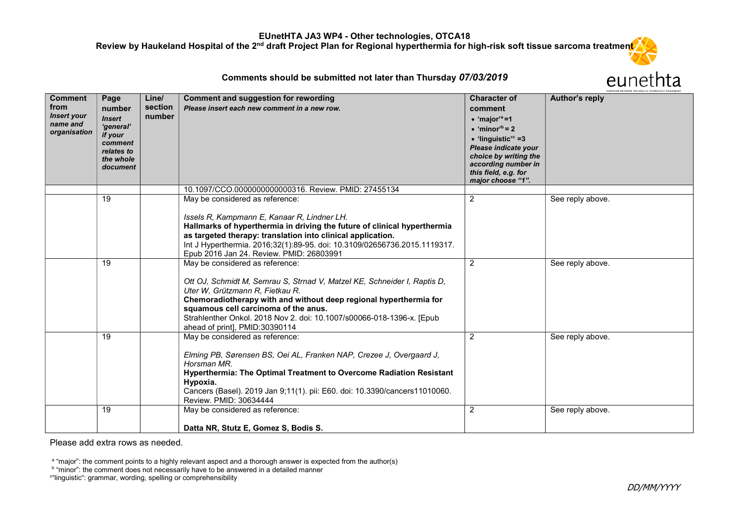# EUnetHTA JA3 WP4 - Other technologies, OTCA18

**Review by Haukeland Hospital of the 2nd draft Project Plan for Regional hyperthermia for high-risk soft tissue sarcoma treatment**

**Comments should be submitted not later than Thursday *07/03/2019***

| **Comment from** *Insert your name and organisation* | **Page number** *Insert 'general' if your comment relates to the whole document* | **Line/ section number** | **Comment and suggestion for rewording** *Please insert each new comment in a new row.* | **Character of comment** • 'major'[a] =1 • 'minor'[b] = 2 • 'linguistic'[c] =3 *Please indicate your choice by writing the according number in this field, e.g. for major choose "1".* | **Author's reply** |
|---|---|---|---|---|---|
| | | | 10.1097/CCO.0000000000000316. Review. PMID: 27455134 | | |
| | 19 | | May be considered as reference:<br><br>*Issels R, Kampmann E, Kanaar R, Lindner LH.*<br>**Hallmarks of hyperthermia in driving the future of clinical hyperthermia as targeted therapy: translation into clinical application.**<br>Int J Hyperthermia. 2016;32(1):89-95. doi: 10.3109/02656736.2015.1119317. Epub 2016 Jan 24. Review. PMID: 26803991 | 2 | See reply above. |
| | 19 | | May be considered as reference:<br><br>*Ott OJ, Schmidt M, Semrau S, Strnad V, Matzel KE, Schneider I, Raptis D, Uter W, Grützmann R, Fietkau R.*<br>**Chemoradiotherapy with and without deep regional hyperthermia for squamous cell carcinoma of the anus.**<br>Strahlenther Onkol. 2018 Nov 2. doi: 10.1007/s00066-018-1396-x. [Epub ahead of print], PMID:30390114 | 2 | See reply above. |
| | 19 | | May be considered as reference:<br><br>*Elming PB, Sørensen BS, Oei AL, Franken NAP, Crezee J, Overgaard J, Horsman MR.*<br>**Hyperthermia: The Optimal Treatment to Overcome Radiation Resistant Hypoxia.**<br>Cancers (Basel). 2019 Jan 9;11(1). pii: E60. doi: 10.3390/cancers11010060. Review. PMID: 30634444 | 2 | See reply above. |
| | 19 | | May be considered as reference:<br><br>**Datta NR, Stutz E, Gomez S, Bodis S.** | 2 | See reply above. |

Please add extra rows as needed.

[a] "major": the comment points to a highly relevant aspect and a thorough answer is expected from the author(s)
[b] "minor": the comment does not necessarily have to be answered in a detailed manner
[c] "linguistic": grammar, wording, spelling or comprehensibility

DD/MM/YYYY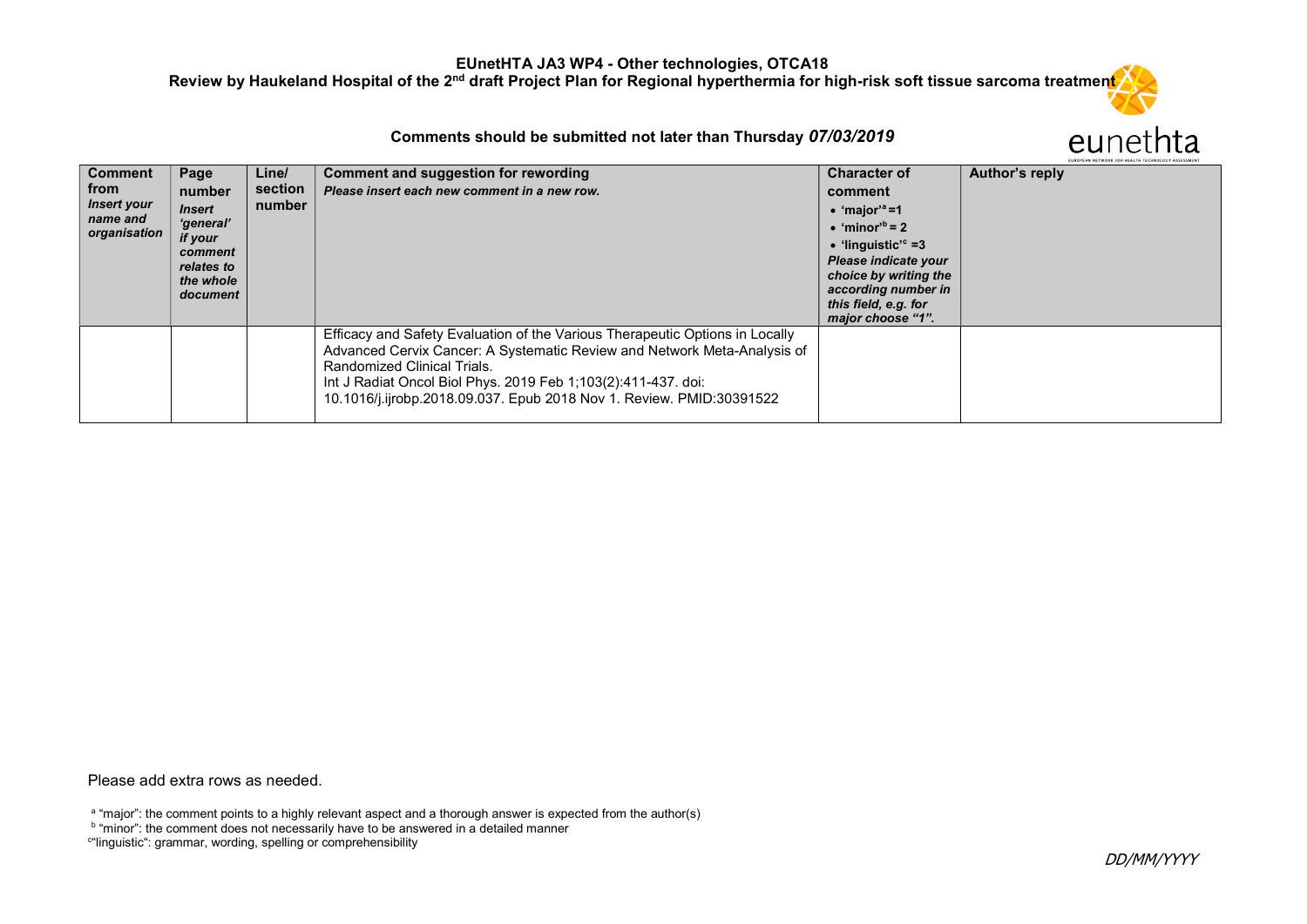**EUnetHTA JA3 WP4 - Other technologies, OTCA18**
**Review by Haukeland Hospital of the 2nd draft Project Plan for Regional hyperthermia for high-risk soft tissue sarcoma treatment**

**Comments should be submitted not later than Thursday *07/03/2019***

| **Comment from** *Insert your name and organisation* | **Page number** *Insert 'general' if your comment relates to the whole document* | **Line/ section number** | **Comment and suggestion for rewording** *Please insert each new comment in a new row.* | **Character of comment** • 'major'[a] =1 • 'minor'[b] = 2 • 'linguistic'[c] =3 *Please indicate your choice by writing the according number in this field, e.g. for major choose "1".* | **Author's reply** |
|---|---|---|---|---|---|
| | | | Efficacy and Safety Evaluation of the Various Therapeutic Options in Locally Advanced Cervix Cancer: A Systematic Review and Network Meta-Analysis of Randomized Clinical Trials. Int J Radiat Oncol Biol Phys. 2019 Feb 1;103(2):411-437. doi: 10.1016/j.ijrobp.2018.09.037. Epub 2018 Nov 1. Review. PMID:30391522 | | |

Please add extra rows as needed.

[a] "major": the comment points to a highly relevant aspect and a thorough answer is expected from the author(s)
[b] "minor": the comment does not necessarily have to be answered in a detailed manner
[c] "linguistic": grammar, wording, spelling or comprehensibility

DD/MM/YYYY